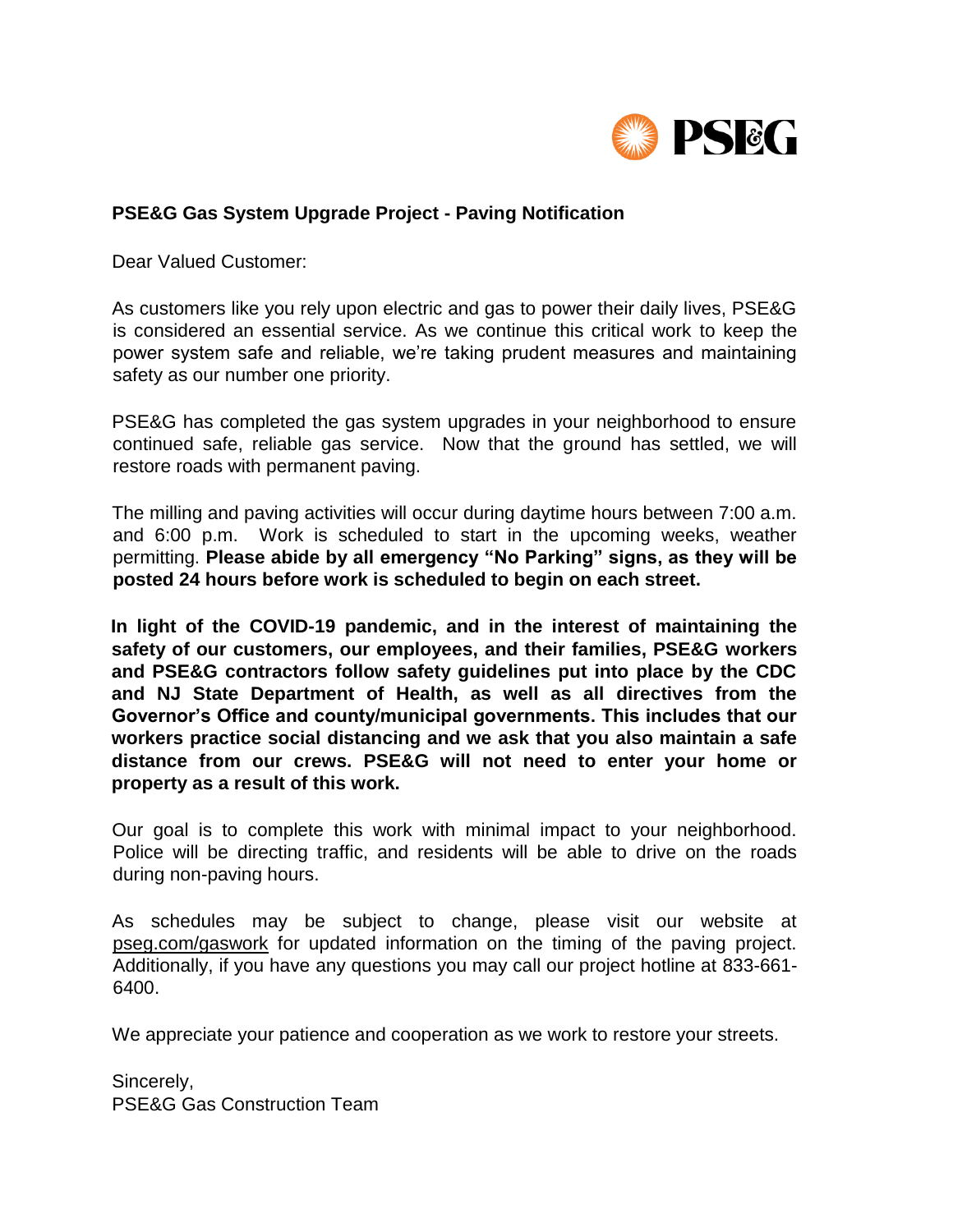PSEG

**PSE&G Gas System Upgrade Project - Paving Notification**

Dear Valued Customer:

As customers like you rely upon electric and gas to power their daily lives, PSE&G is considered an essential service. As we continue this critical work to keep the power system safe and reliable, we're taking prudent measures and maintaining safety as our number one priority.

PSE&G has completed the gas system upgrades in your neighborhood to ensure continued safe, reliable gas service. Now that the ground has settled, we will restore roads with permanent paving.

The milling and paving activities will occur during daytime hours between 7:00 a.m. and 6:00 p.m. Work is scheduled to start in the upcoming weeks, weather permitting. **Please abide by all emergency "No Parking" signs, as they will be posted 24 hours before work is scheduled to begin on each street.**

**In light of the COVID-19 pandemic, and in the interest of maintaining the safety of our customers, our employees, and their families, PSE&G workers and PSE&G contractors follow safety guidelines put into place by the CDC and NJ State Department of Health, as well as all directives from the Governor's Office and county/municipal governments. This includes that our workers practice social distancing and we ask that you also maintain a safe distance from our crews. PSE&G will not need to enter your home or property as a result of this work.**

Our goal is to complete this work with minimal impact to your neighborhood. Police will be directing traffic, and residents will be able to drive on the roads during non-paving hours.

As schedules may be subject to change, please visit our website at pseg.com/gaswork for updated information on the timing of the paving project. Additionally, if you have any questions you may call our project hotline at 833-661-6400.

We appreciate your patience and cooperation as we work to restore your streets.

Sincerely,
PSE&G Gas Construction Team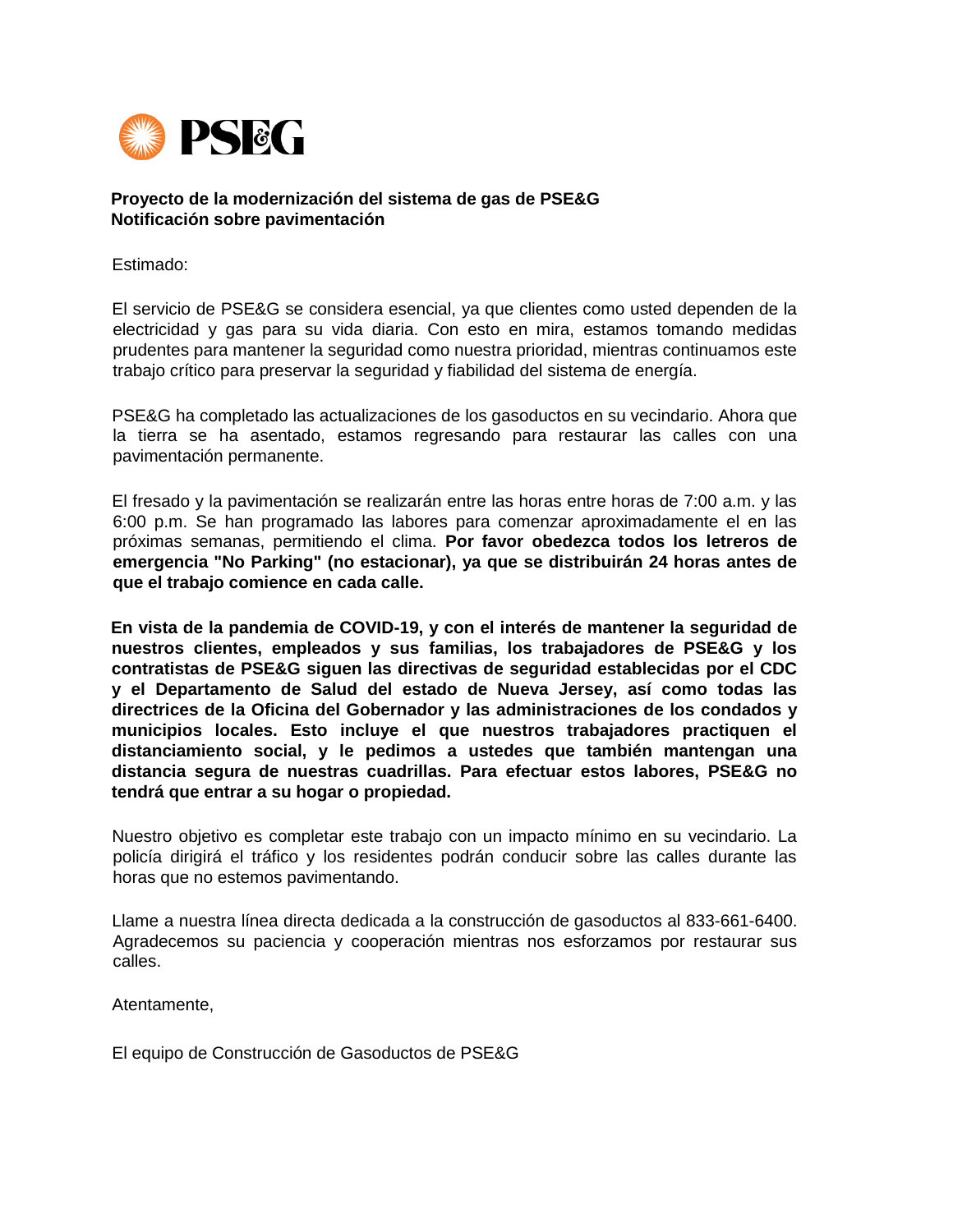PSEG

**Proyecto de la modernización del sistema de gas de PSE&G**
**Notificación sobre pavimentación**

Estimado:

El servicio de PSE&G se considera esencial, ya que clientes como usted dependen de la electricidad y gas para su vida diaria. Con esto en mira, estamos tomando medidas prudentes para mantener la seguridad como nuestra prioridad, mientras continuamos este trabajo crítico para preservar la seguridad y fiabilidad del sistema de energía.

PSE&G ha completado las actualizaciones de los gasoductos en su vecindario. Ahora que la tierra se ha asentado, estamos regresando para restaurar las calles con una pavimentación permanente.

El fresado y la pavimentación se realizarán entre las horas entre horas de 7:00 a.m. y las 6:00 p.m. Se han programado las labores para comenzar aproximadamente el en las próximas semanas, permitiendo el clima. **Por favor obedezca todos los letreros de emergencia "No Parking" (no estacionar), ya que se distribuirán 24 horas antes de que el trabajo comience en cada calle.**

**En vista de la pandemia de COVID-19, y con el interés de mantener la seguridad de nuestros clientes, empleados y sus familias, los trabajadores de PSE&G y los contratistas de PSE&G siguen las directivas de seguridad establecidas por el CDC y el Departamento de Salud del estado de Nueva Jersey, así como todas las directrices de la Oficina del Gobernador y las administraciones de los condados y municipios locales. Esto incluye el que nuestros trabajadores practiquen el distanciamiento social, y le pedimos a ustedes que también mantengan una distancia segura de nuestras cuadrillas. Para efectuar estos labores, PSE&G no tendrá que entrar a su hogar o propiedad.**

Nuestro objetivo es completar este trabajo con un impacto mínimo en su vecindario. La policía dirigirá el tráfico y los residentes podrán conducir sobre las calles durante las horas que no estemos pavimentando.

Llame a nuestra línea directa dedicada a la construcción de gasoductos al 833-661-6400. Agradecemos su paciencia y cooperación mientras nos esforzamos por restaurar sus calles.

Atentamente,

El equipo de Construcción de Gasoductos de PSE&G